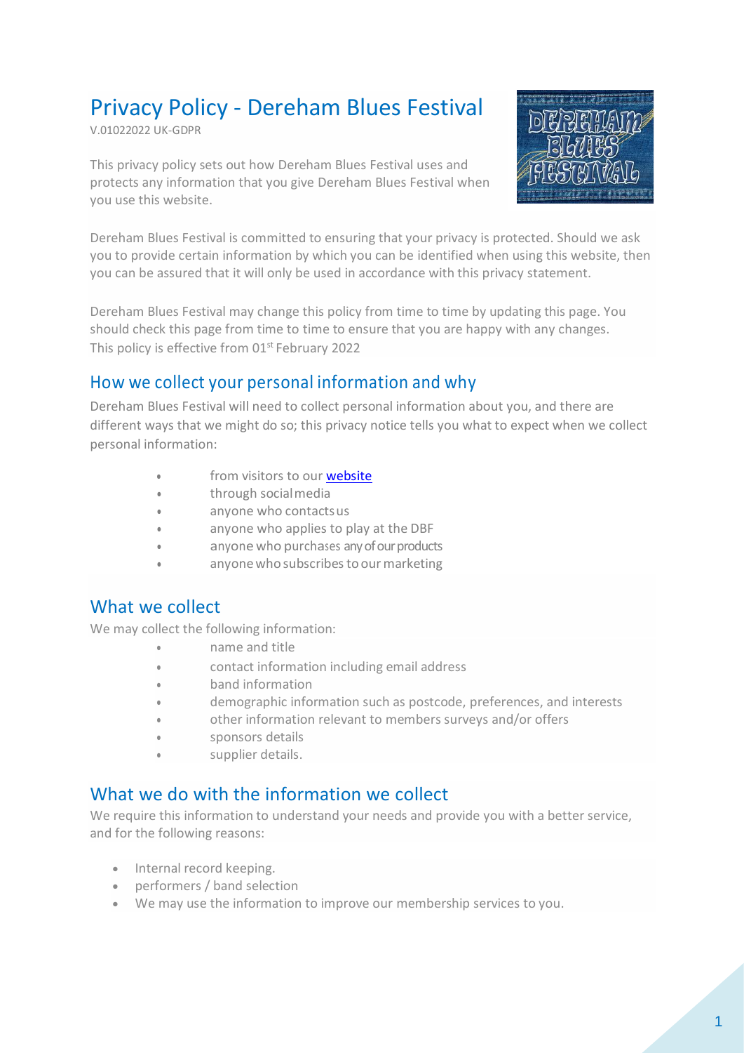# Privacy Policy - Dereham Blues Festival

V.01022022 UK-GDPR

This privacy policy sets out how Dereham Blues Festival uses and protects any information that you give Dereham Blues Festival when you use this website.

Dereham Blues Festival is committed to ensuring that your privacy is protected. Should we ask you to provide certain information by which you can be identified when using this website, then you can be assured that it will only be used in accordance with this privacy statement.

Dereham Blues Festival may change this policy from time to time by updating this page. You should check this page from time to time to ensure that you are happy with any changes. This policy is effective from 01st February 2022

## How we collect your personal information and why

Dereham Blues Festival will need to collect personal information about you, and there are different ways that we might do so; this privacy notice tells you what to expect when we collect personal information:

- from visitors to our [website]
- through social media
- anyone who contacts us
- anyone who applies to play at the DBF
- anyone who purchases any of our products
- anyone who subscribes to our marketing

## What we collect

We may collect the following information:

- name and title
- contact information including email address
- band information
- demographic information such as postcode, preferences, and interests
- other information relevant to members surveys and/or offers
- sponsors details
- supplier details.

## What we do with the information we collect

We require this information to understand your needs and provide you with a better service, and for the following reasons:

- Internal record keeping.
- performers / band selection
- We may use the information to improve our membership services to you.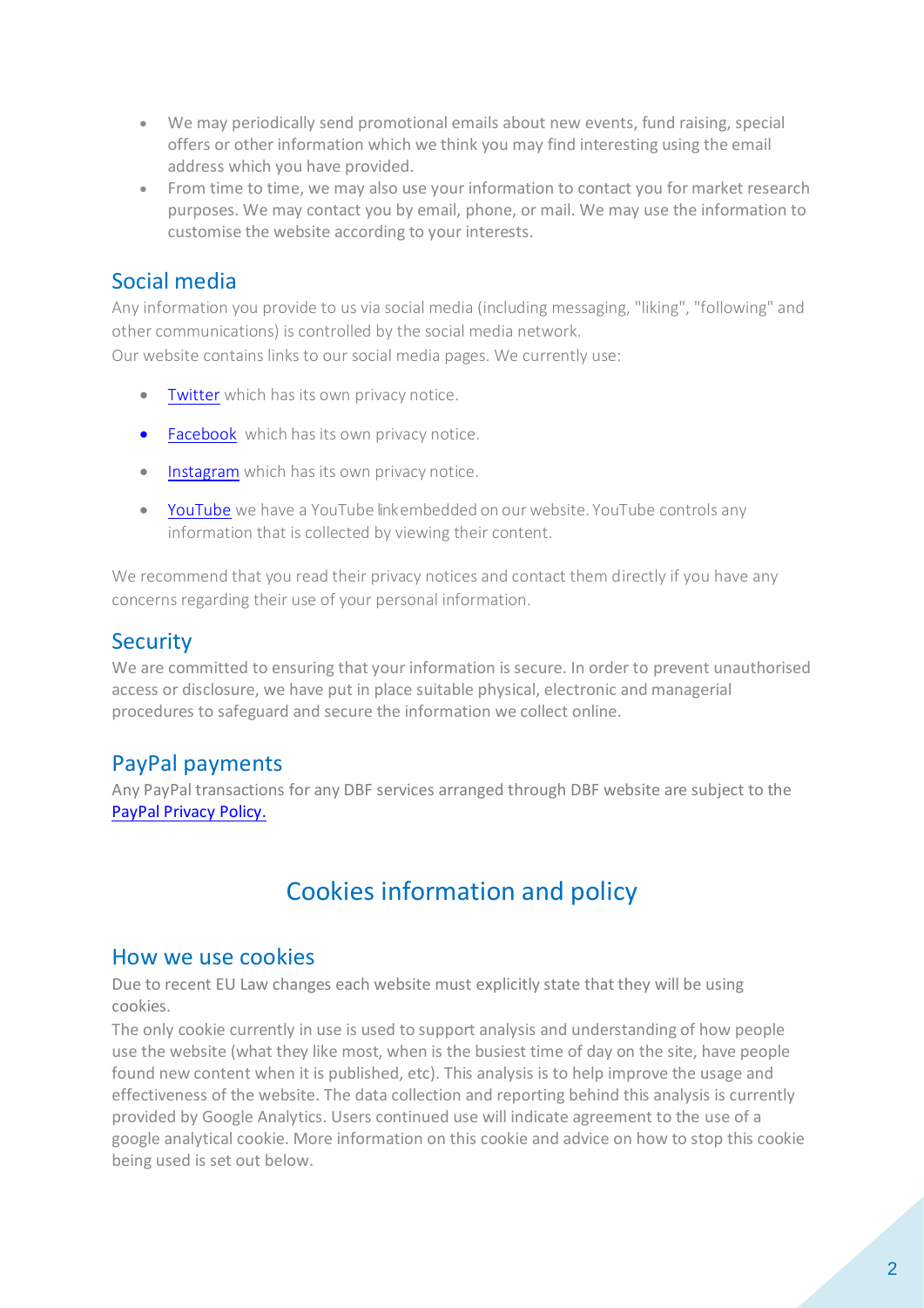- We may periodically send promotional emails about new events, fund raising, special offers or other information which we think you may find interesting using the email address which you have provided.
- From time to time, we may also use your information to contact you for market research purposes. We may contact you by email, phone, or mail. We may use the information to customise the website according to your interests.

## Social media

Any information you provide to us via social media (including messaging, "liking", "following" and other communications) is controlled by the social media network.
Our website contains links to our social media pages. We currently use:

- Twitter which has its own privacy notice.
- Facebook which has its own privacy notice.
- Instagram which has its own privacy notice.
- YouTube we have a YouTube link embedded on our website. YouTube controls any information that is collected by viewing their content.

We recommend that you read their privacy notices and contact them directly if you have any concerns regarding their use of your personal information.

## Security

We are committed to ensuring that your information is secure. In order to prevent unauthorised access or disclosure, we have put in place suitable physical, electronic and managerial procedures to safeguard and secure the information we collect online.

## PayPal payments

Any PayPal transactions for any DBF services arranged through DBF website are subject to the PayPal Privacy Policy.

# Cookies information and policy

## How we use cookies

Due to recent EU Law changes each website must explicitly state that they will be using cookies.
The only cookie currently in use is used to support analysis and understanding of how people use the website (what they like most, when is the busiest time of day on the site, have people found new content when it is published, etc). This analysis is to help improve the usage and effectiveness of the website. The data collection and reporting behind this analysis is currently provided by Google Analytics. Users continued use will indicate agreement to the use of a google analytical cookie. More information on this cookie and advice on how to stop this cookie being used is set out below.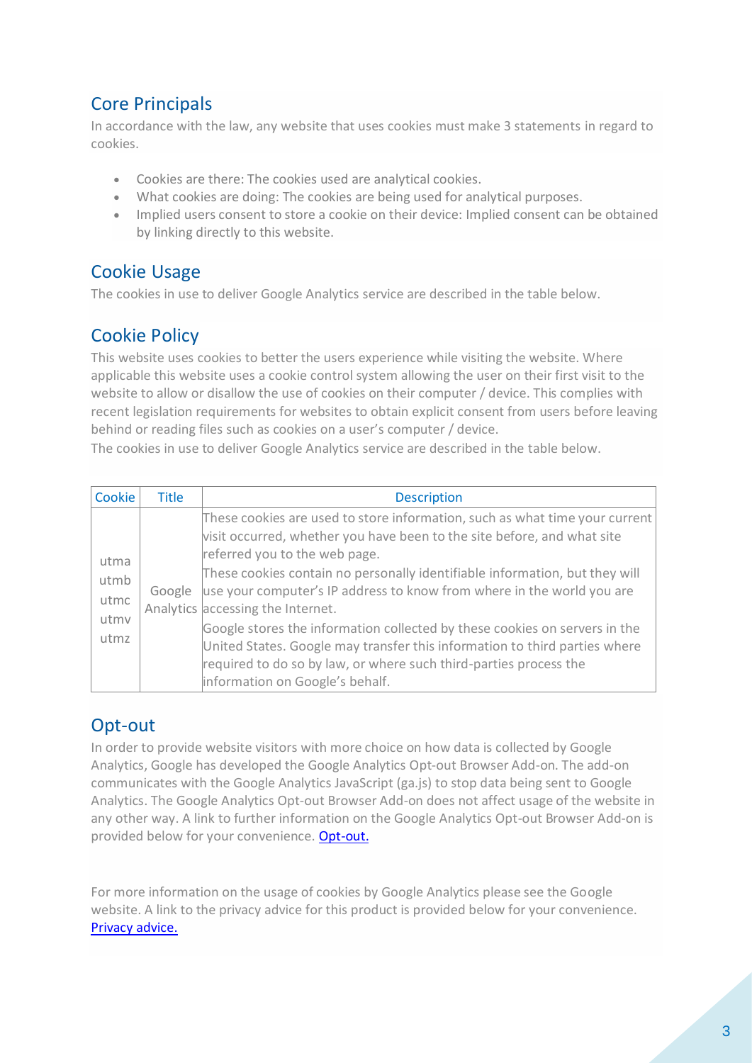## Core Principals

In accordance with the law, any website that uses cookies must make 3 statements in regard to cookies.

- Cookies are there: The cookies used are analytical cookies.
- What cookies are doing: The cookies are being used for analytical purposes.
- Implied users consent to store a cookie on their device: Implied consent can be obtained by linking directly to this website.

## Cookie Usage

The cookies in use to deliver Google Analytics service are described in the table below.

## Cookie Policy

This website uses cookies to better the users experience while visiting the website. Where applicable this website uses a cookie control system allowing the user on their first visit to the website to allow or disallow the use of cookies on their computer / device. This complies with recent legislation requirements for websites to obtain explicit consent from users before leaving behind or reading files such as cookies on a user's computer / device.
The cookies in use to deliver Google Analytics service are described in the table below.

| Cookie | Title | Description |
|---|---|---|
| utma<br>utmb<br>utmc<br>utmv<br>utmz | Google Analytics | These cookies are used to store information, such as what time your current visit occurred, whether you have been to the site before, and what site referred you to the web page.<br>These cookies contain no personally identifiable information, but they will use your computer's IP address to know from where in the world you are accessing the Internet.<br>Google stores the information collected by these cookies on servers in the United States. Google may transfer this information to third parties where required to do so by law, or where such third-parties process the information on Google's behalf. |

## Opt-out

In order to provide website visitors with more choice on how data is collected by Google Analytics, Google has developed the Google Analytics Opt-out Browser Add-on. The add-on communicates with the Google Analytics JavaScript (ga.js) to stop data being sent to Google Analytics. The Google Analytics Opt-out Browser Add-on does not affect usage of the website in any other way. A link to further information on the Google Analytics Opt-out Browser Add-on is provided below for your convenience. Opt-out.

For more information on the usage of cookies by Google Analytics please see the Google website. A link to the privacy advice for this product is provided below for your convenience. Privacy advice.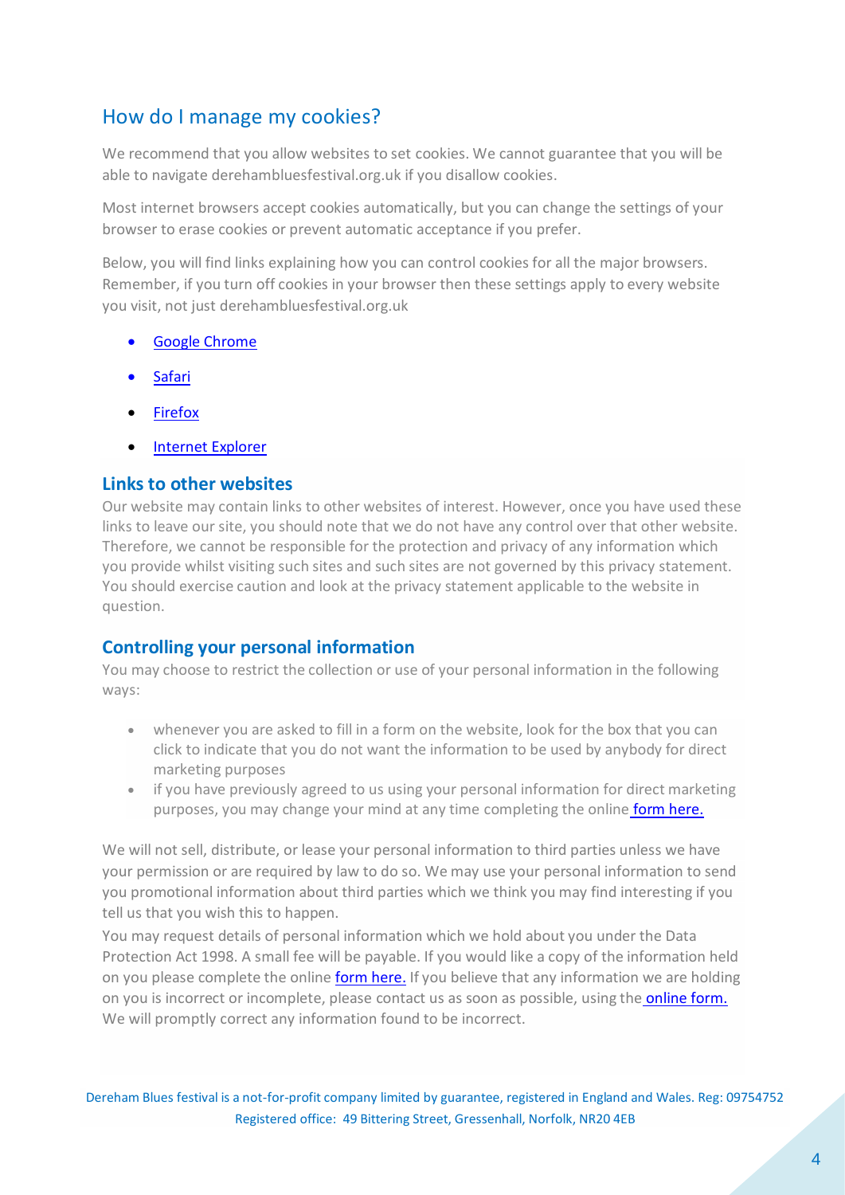## How do I manage my cookies?

We recommend that you allow websites to set cookies. We cannot guarantee that you will be able to navigate derehambluesfestival.org.uk if you disallow cookies.

Most internet browsers accept cookies automatically, but you can change the settings of your browser to erase cookies or prevent automatic acceptance if you prefer.

Below, you will find links explaining how you can control cookies for all the major browsers. Remember, if you turn off cookies in your browser then these settings apply to every website you visit, not just derehambluesfestival.org.uk

- Google Chrome
- Safari
- Firefox
- Internet Explorer

### Links to other websites

Our website may contain links to other websites of interest. However, once you have used these links to leave our site, you should note that we do not have any control over that other website. Therefore, we cannot be responsible for the protection and privacy of any information which you provide whilst visiting such sites and such sites are not governed by this privacy statement. You should exercise caution and look at the privacy statement applicable to the website in question.

### Controlling your personal information

You may choose to restrict the collection or use of your personal information in the following ways:

- whenever you are asked to fill in a form on the website, look for the box that you can click to indicate that you do not want the information to be used by anybody for direct marketing purposes
- if you have previously agreed to us using your personal information for direct marketing purposes, you may change your mind at any time completing the online form here.

We will not sell, distribute, or lease your personal information to third parties unless we have your permission or are required by law to do so. We may use your personal information to send you promotional information about third parties which we think you may find interesting if you tell us that you wish this to happen.

You may request details of personal information which we hold about you under the Data Protection Act 1998. A small fee will be payable. If you would like a copy of the information held on you please complete the online form here. If you believe that any information we are holding on you is incorrect or incomplete, please contact us as soon as possible, using the online form. We will promptly correct any information found to be incorrect.

Dereham Blues festival is a not-for-profit company limited by guarantee, registered in England and Wales. Reg: 09754752
Registered office: 49 Bittering Street, Gressenhall, Norfolk, NR20 4EB